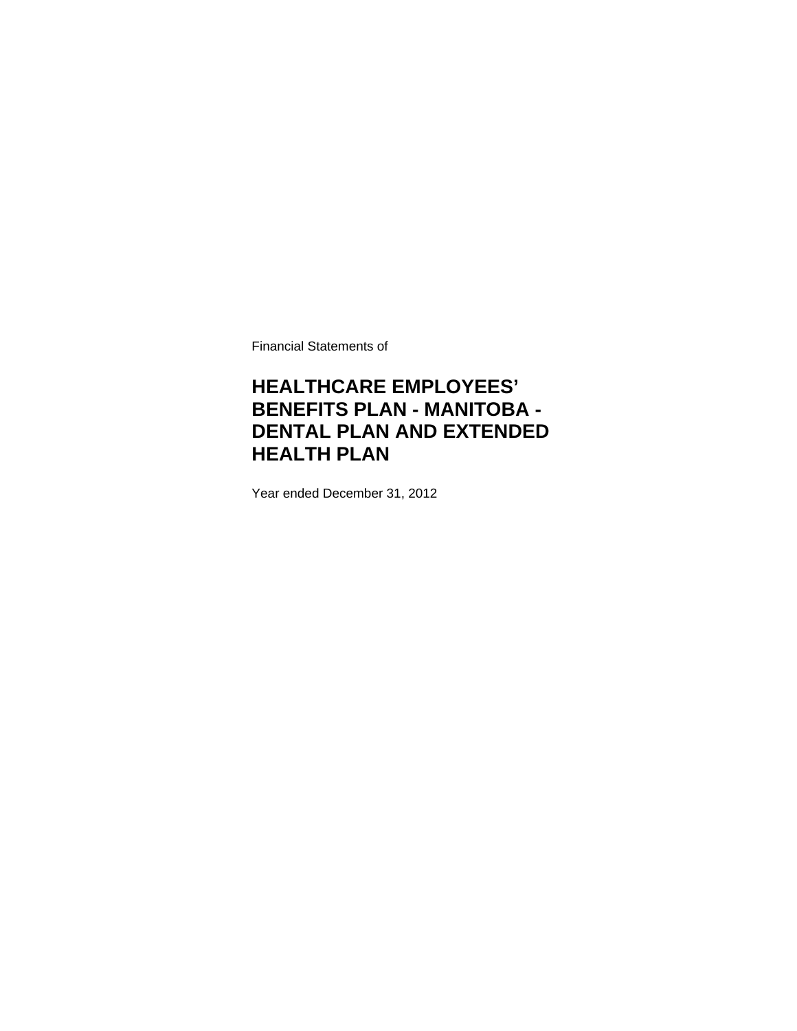Financial Statements of

# HEALTHCARE EMPLOYEES' BENEFITS PLAN - MANITOBA - DENTAL PLAN AND EXTENDED HEALTH PLAN

Year ended December 31, 2012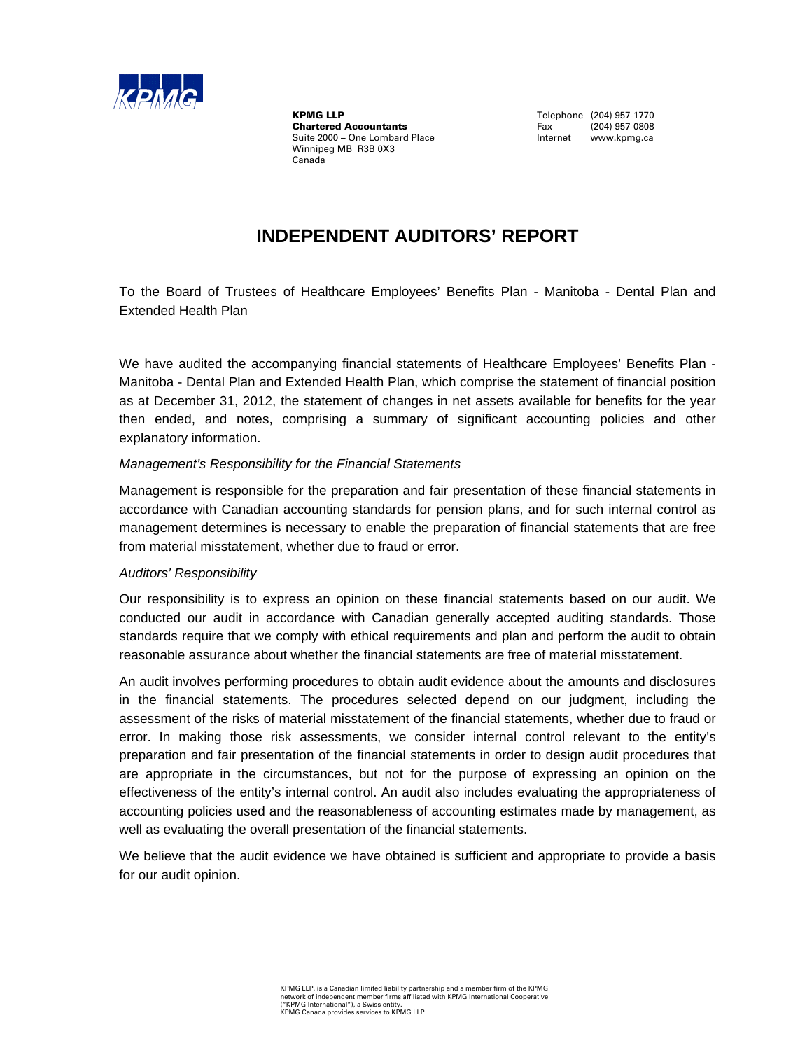**KPMG LLP**
**Chartered Accountants**
Suite 2000 – One Lombard Place
Winnipeg MB R3B 0X3
Canada

Telephone (204) 957-1770
Fax (204) 957-0808
Internet www.kpmg.ca

# INDEPENDENT AUDITORS' REPORT

To the Board of Trustees of Healthcare Employees' Benefits Plan - Manitoba - Dental Plan and Extended Health Plan

We have audited the accompanying financial statements of Healthcare Employees' Benefits Plan - Manitoba - Dental Plan and Extended Health Plan, which comprise the statement of financial position as at December 31, 2012, the statement of changes in net assets available for benefits for the year then ended, and notes, comprising a summary of significant accounting policies and other explanatory information.

*Management's Responsibility for the Financial Statements*

Management is responsible for the preparation and fair presentation of these financial statements in accordance with Canadian accounting standards for pension plans, and for such internal control as management determines is necessary to enable the preparation of financial statements that are free from material misstatement, whether due to fraud or error.

*Auditors' Responsibility*

Our responsibility is to express an opinion on these financial statements based on our audit. We conducted our audit in accordance with Canadian generally accepted auditing standards. Those standards require that we comply with ethical requirements and plan and perform the audit to obtain reasonable assurance about whether the financial statements are free of material misstatement.

An audit involves performing procedures to obtain audit evidence about the amounts and disclosures in the financial statements. The procedures selected depend on our judgment, including the assessment of the risks of material misstatement of the financial statements, whether due to fraud or error. In making those risk assessments, we consider internal control relevant to the entity's preparation and fair presentation of the financial statements in order to design audit procedures that are appropriate in the circumstances, but not for the purpose of expressing an opinion on the effectiveness of the entity's internal control. An audit also includes evaluating the appropriateness of accounting policies used and the reasonableness of accounting estimates made by management, as well as evaluating the overall presentation of the financial statements.

We believe that the audit evidence we have obtained is sufficient and appropriate to provide a basis for our audit opinion.

KPMG LLP, is a Canadian limited liability partnership and a member firm of the KPMG network of independent member firms affiliated with KPMG International Cooperative ("KPMG International"), a Swiss entity.
KPMG Canada provides services to KPMG LLP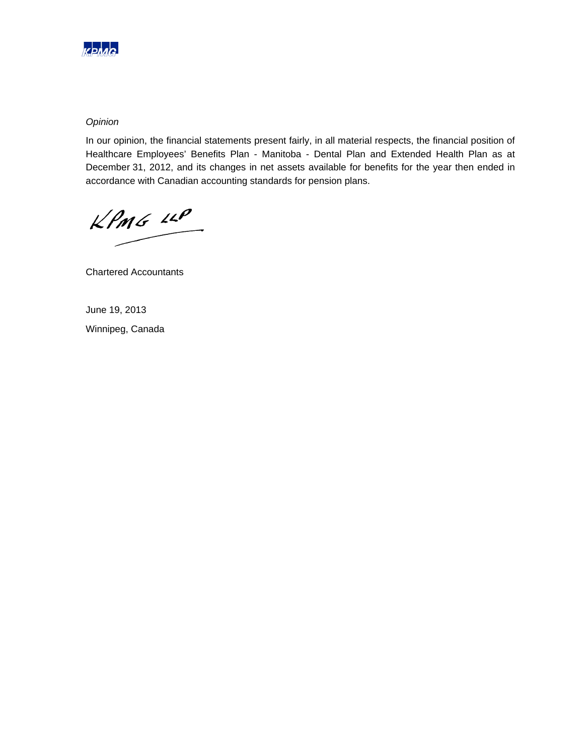*Opinion*

In our opinion, the financial statements present fairly, in all material respects, the financial position of Healthcare Employees' Benefits Plan - Manitoba - Dental Plan and Extended Health Plan as at December 31, 2012, and its changes in net assets available for benefits for the year then ended in accordance with Canadian accounting standards for pension plans.

KPMG LLP

Chartered Accountants

June 19, 2013

Winnipeg, Canada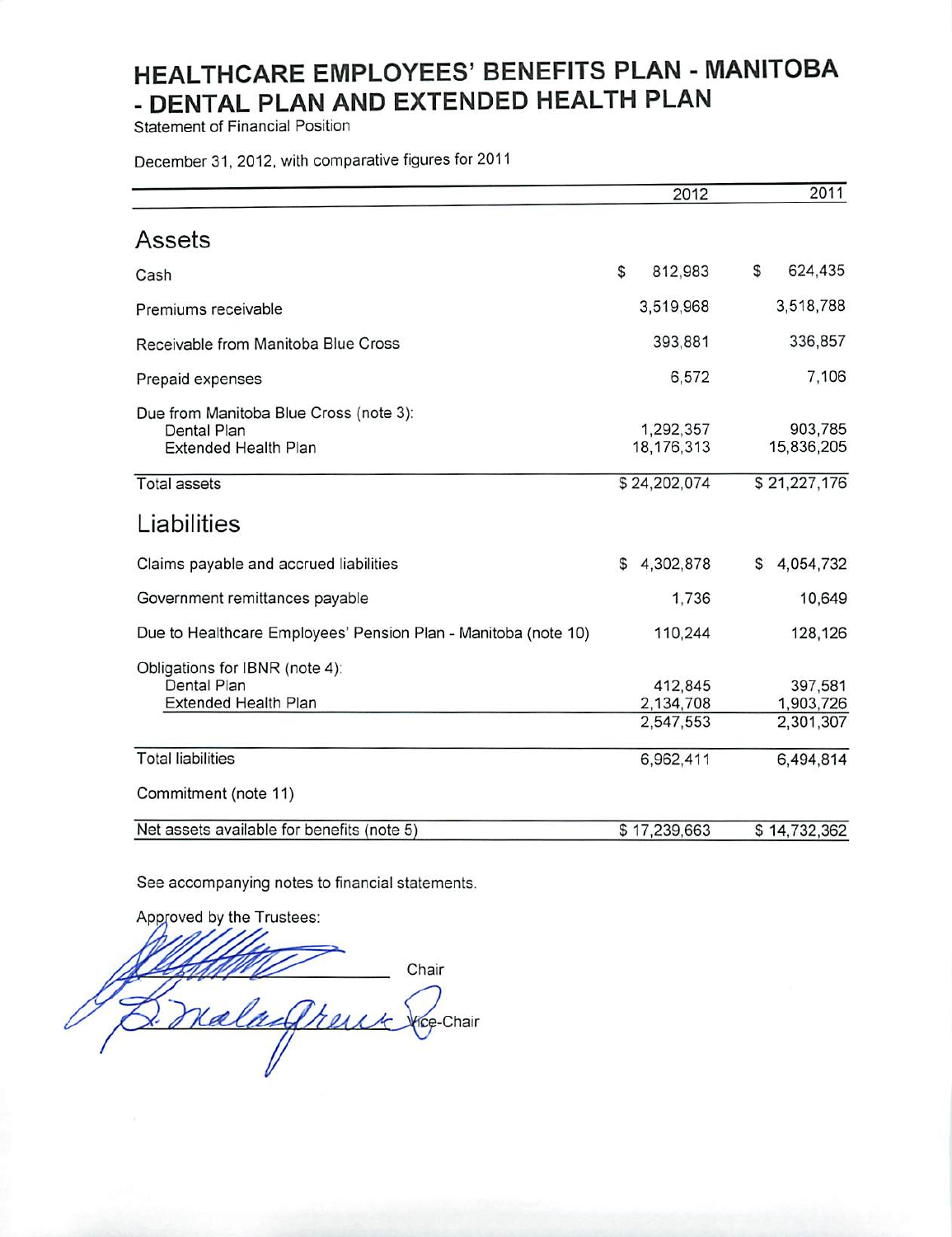# HEALTHCARE EMPLOYEES' BENEFITS PLAN - MANITOBA - DENTAL PLAN AND EXTENDED HEALTH PLAN

Statement of Financial Position

December 31, 2012, with comparative figures for 2011

| | 2012 | 2011 |
|---|---|---|
| **Assets** | | |
| Cash | $ 812,983 | $ 624,435 |
| Premiums receivable | 3,519,968 | 3,518,788 |
| Receivable from Manitoba Blue Cross | 393,881 | 336,857 |
| Prepaid expenses | 6,572 | 7,106 |
| Due from Manitoba Blue Cross (note 3): | | |
| Dental Plan | 1,292,357 | 903,785 |
| Extended Health Plan | 18,176,313 | 15,836,205 |
| Total assets | $ 24,202,074 | $ 21,227,176 |
| **Liabilities** | | |
| Claims payable and accrued liabilities | $ 4,302,878 | $ 4,054,732 |
| Government remittances payable | 1,736 | 10,649 |
| Due to Healthcare Employees' Pension Plan - Manitoba (note 10) | 110,244 | 128,126 |
| Obligations for IBNR (note 4): | | |
| Dental Plan | 412,845 | 397,581 |
| Extended Health Plan | 2,134,708 | 1,903,726 |
| | 2,547,553 | 2,301,307 |
| Total liabilities | 6,962,411 | 6,494,814 |
| Commitment (note 11) | | |
| Net assets available for benefits (note 5) | $ 17,239,663 | $ 14,732,362 |

See accompanying notes to financial statements.

Approved by the Trustees:

\_\_\_\_\_\_\_\_\_\_\_\_\_\_\_\_\_\_\_\_ Chair

\_\_\_\_\_\_\_\_\_\_\_\_\_\_\_\_\_\_\_\_ Vice-Chair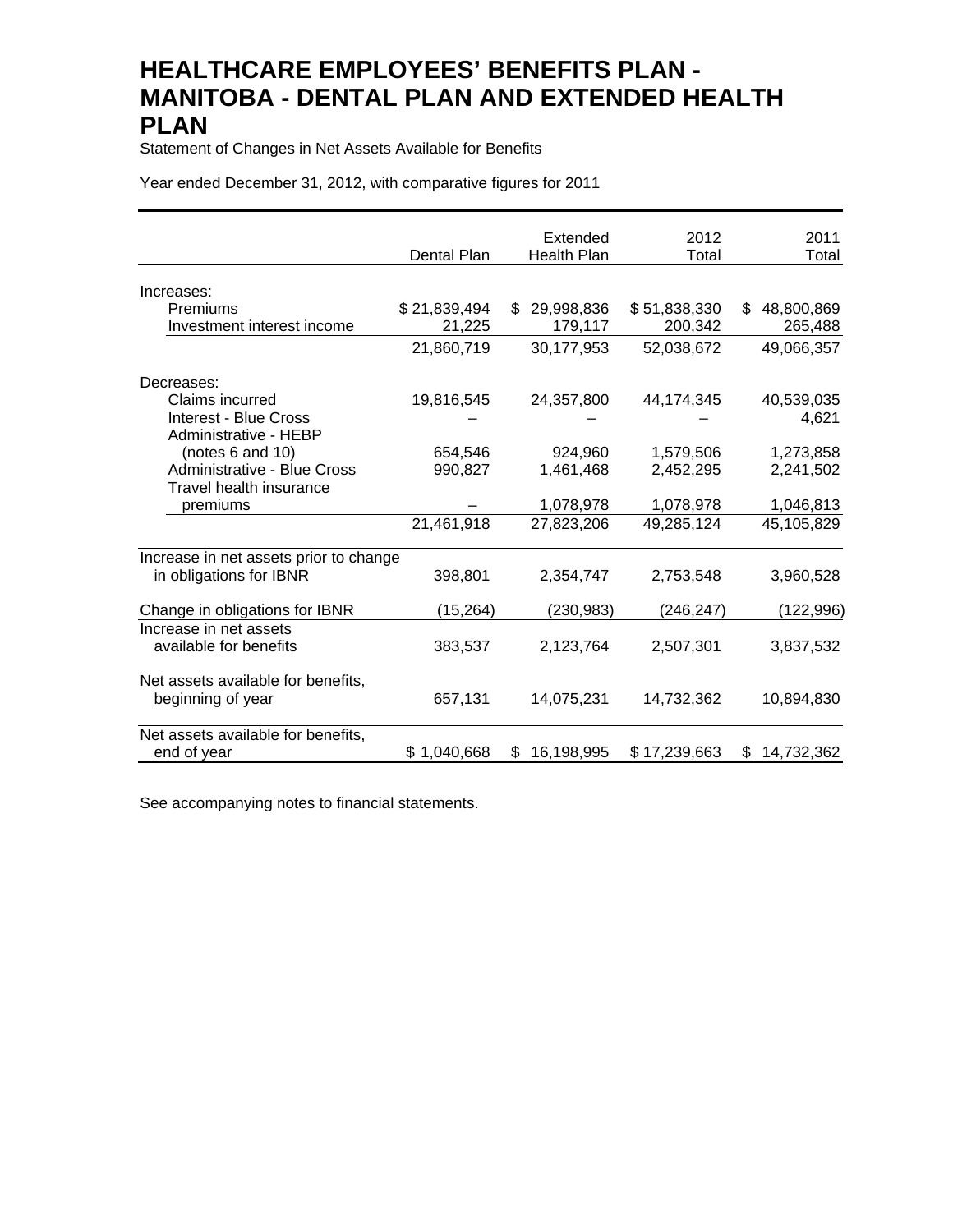# HEALTHCARE EMPLOYEES' BENEFITS PLAN - MANITOBA - DENTAL PLAN AND EXTENDED HEALTH PLAN

Statement of Changes in Net Assets Available for Benefits

Year ended December 31, 2012, with comparative figures for 2011

| | Dental Plan | Extended Health Plan | 2012 Total | 2011 Total |
|---|---|---|---|---|
| Increases: | | | | |
| Premiums | $ 21,839,494 | $ 29,998,836 | $ 51,838,330 | $ 48,800,869 |
| Investment interest income | 21,225 | 179,117 | 200,342 | 265,488 |
| | 21,860,719 | 30,177,953 | 52,038,672 | 49,066,357 |
| Decreases: | | | | |
| Claims incurred | 19,816,545 | 24,357,800 | 44,174,345 | 40,539,035 |
| Interest - Blue Cross | – | – | – | 4,621 |
| Administrative - HEBP (notes 6 and 10) | 654,546 | 924,960 | 1,579,506 | 1,273,858 |
| Administrative - Blue Cross | 990,827 | 1,461,468 | 2,452,295 | 2,241,502 |
| Travel health insurance premiums | – | 1,078,978 | 1,078,978 | 1,046,813 |
| | 21,461,918 | 27,823,206 | 49,285,124 | 45,105,829 |
| Increase in net assets prior to change in obligations for IBNR | 398,801 | 2,354,747 | 2,753,548 | 3,960,528 |
| Change in obligations for IBNR | (15,264) | (230,983) | (246,247) | (122,996) |
| Increase in net assets available for benefits | 383,537 | 2,123,764 | 2,507,301 | 3,837,532 |
| Net assets available for benefits, beginning of year | 657,131 | 14,075,231 | 14,732,362 | 10,894,830 |
| Net assets available for benefits, end of year | $ 1,040,668 | $ 16,198,995 | $ 17,239,663 | $ 14,732,362 |

See accompanying notes to financial statements.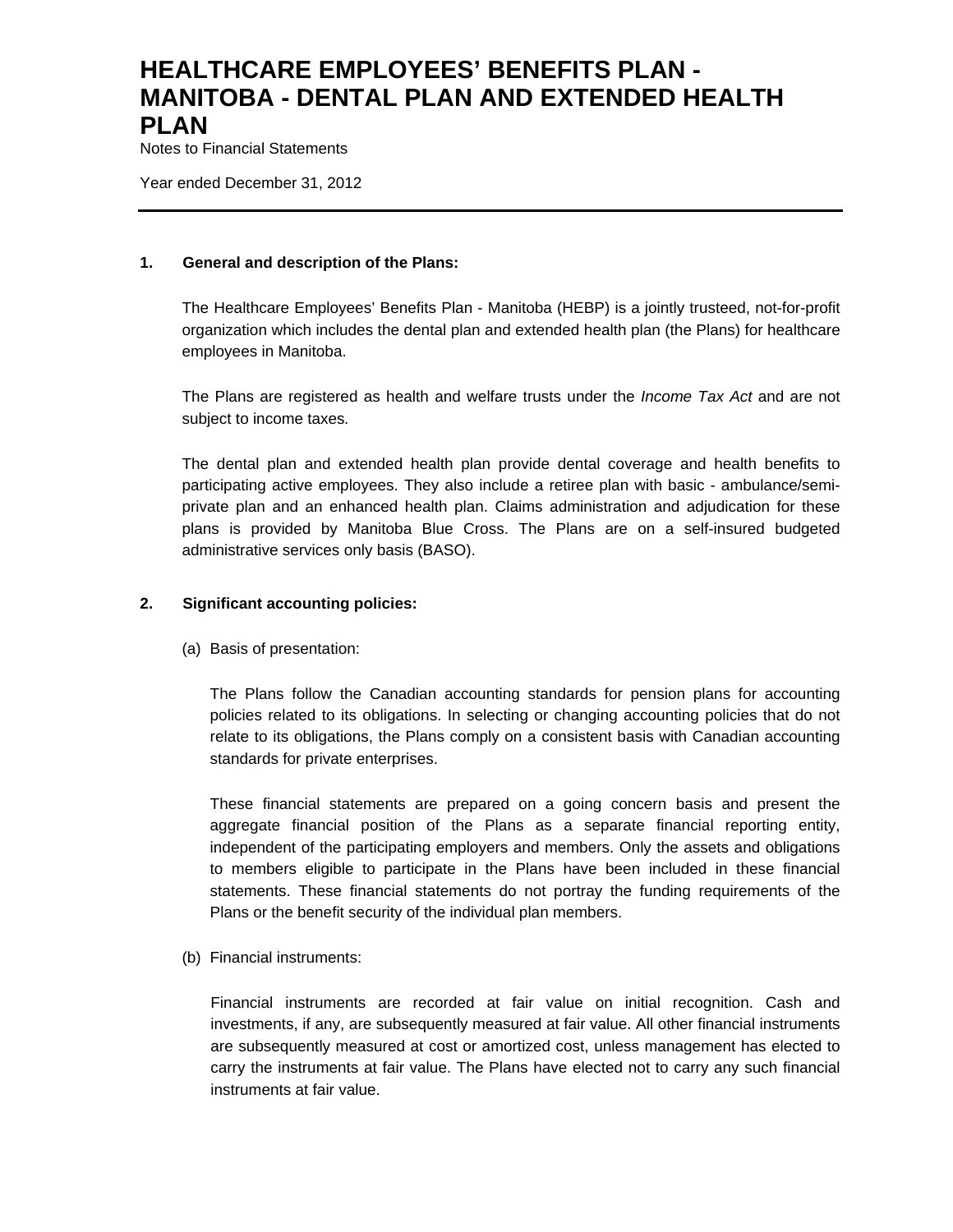# HEALTHCARE EMPLOYEES' BENEFITS PLAN - MANITOBA - DENTAL PLAN AND EXTENDED HEALTH PLAN

Notes to Financial Statements

Year ended December 31, 2012

---

## 1. General and description of the Plans:

The Healthcare Employees' Benefits Plan - Manitoba (HEBP) is a jointly trusteed, not-for-profit organization which includes the dental plan and extended health plan (the Plans) for healthcare employees in Manitoba.

The Plans are registered as health and welfare trusts under the *Income Tax Act* and are not subject to income taxes.

The dental plan and extended health plan provide dental coverage and health benefits to participating active employees. They also include a retiree plan with basic - ambulance/semi-private plan and an enhanced health plan. Claims administration and adjudication for these plans is provided by Manitoba Blue Cross. The Plans are on a self-insured budgeted administrative services only basis (BASO).

## 2. Significant accounting policies:

(a) Basis of presentation:

The Plans follow the Canadian accounting standards for pension plans for accounting policies related to its obligations. In selecting or changing accounting policies that do not relate to its obligations, the Plans comply on a consistent basis with Canadian accounting standards for private enterprises.

These financial statements are prepared on a going concern basis and present the aggregate financial position of the Plans as a separate financial reporting entity, independent of the participating employers and members. Only the assets and obligations to members eligible to participate in the Plans have been included in these financial statements. These financial statements do not portray the funding requirements of the Plans or the benefit security of the individual plan members.

(b) Financial instruments:

Financial instruments are recorded at fair value on initial recognition. Cash and investments, if any, are subsequently measured at fair value. All other financial instruments are subsequently measured at cost or amortized cost, unless management has elected to carry the instruments at fair value. The Plans have elected not to carry any such financial instruments at fair value.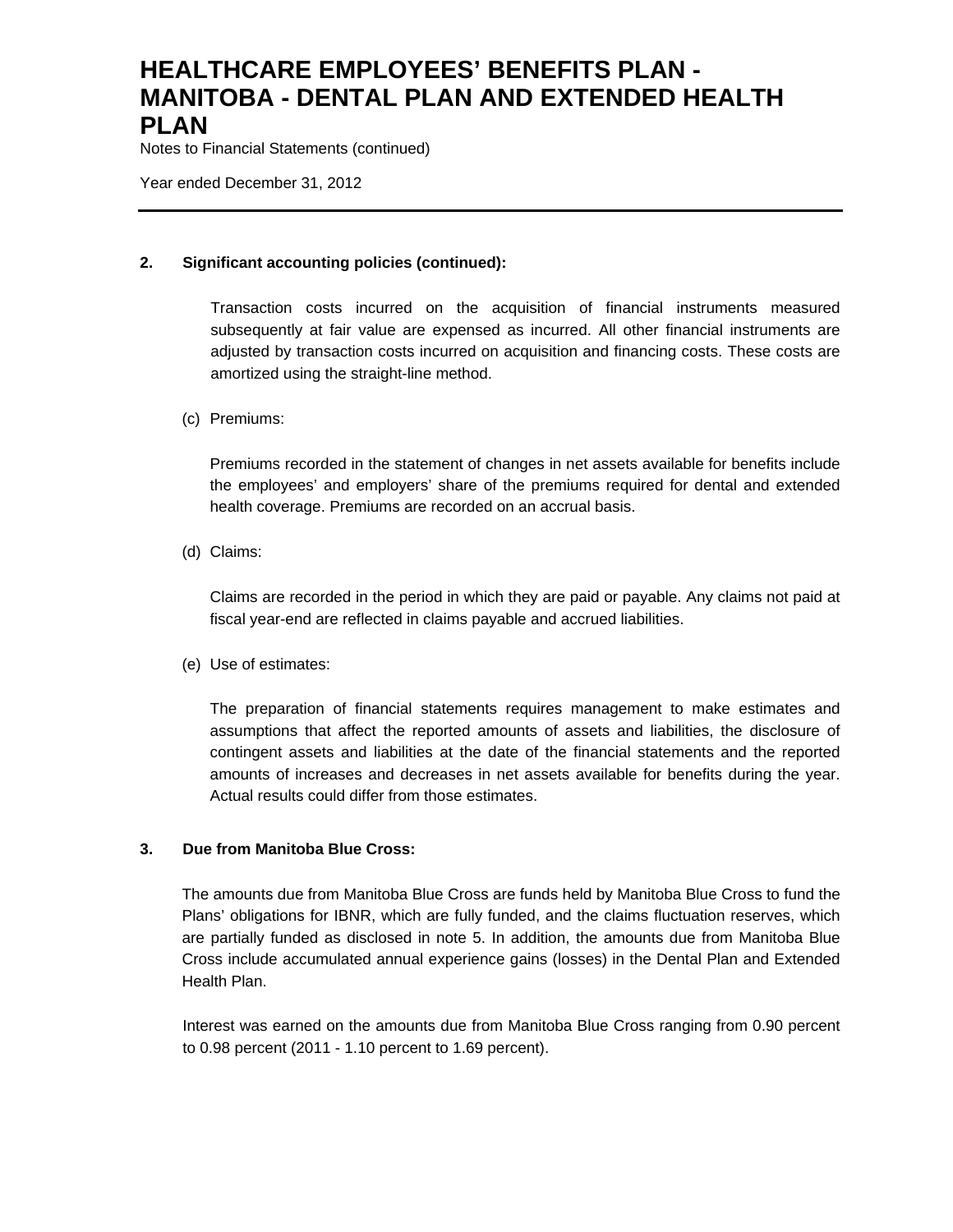## 2. Significant accounting policies (continued):

Transaction costs incurred on the acquisition of financial instruments measured subsequently at fair value are expensed as incurred. All other financial instruments are adjusted by transaction costs incurred on acquisition and financing costs. These costs are amortized using the straight-line method.

(c) Premiums:

Premiums recorded in the statement of changes in net assets available for benefits include the employees' and employers' share of the premiums required for dental and extended health coverage. Premiums are recorded on an accrual basis.

(d) Claims:

Claims are recorded in the period in which they are paid or payable. Any claims not paid at fiscal year-end are reflected in claims payable and accrued liabilities.

(e) Use of estimates:

The preparation of financial statements requires management to make estimates and assumptions that affect the reported amounts of assets and liabilities, the disclosure of contingent assets and liabilities at the date of the financial statements and the reported amounts of increases and decreases in net assets available for benefits during the year. Actual results could differ from those estimates.

## 3. Due from Manitoba Blue Cross:

The amounts due from Manitoba Blue Cross are funds held by Manitoba Blue Cross to fund the Plans' obligations for IBNR, which are fully funded, and the claims fluctuation reserves, which are partially funded as disclosed in note 5. In addition, the amounts due from Manitoba Blue Cross include accumulated annual experience gains (losses) in the Dental Plan and Extended Health Plan.

Interest was earned on the amounts due from Manitoba Blue Cross ranging from 0.90 percent to 0.98 percent (2011 - 1.10 percent to 1.69 percent).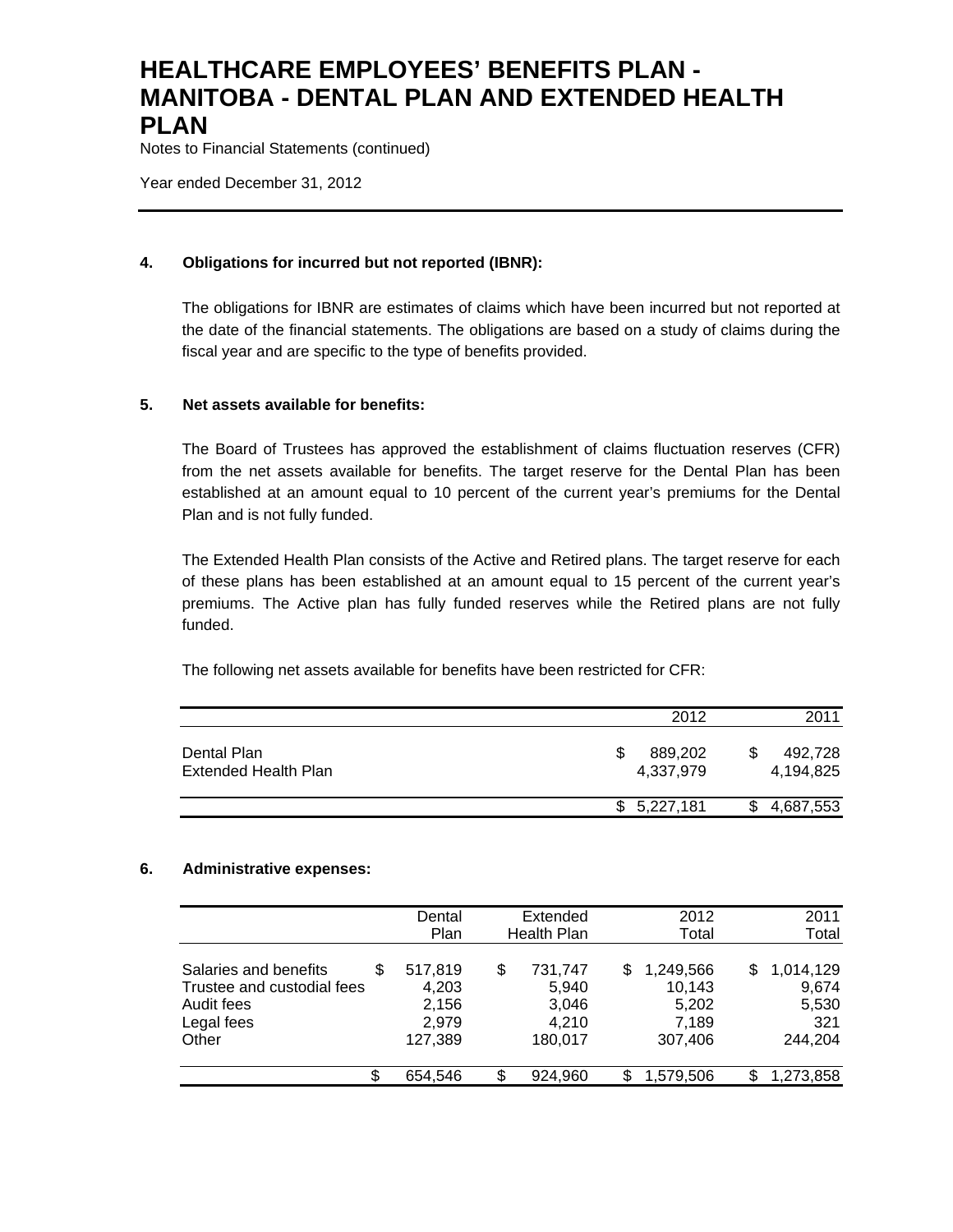# HEALTHCARE EMPLOYEES' BENEFITS PLAN - MANITOBA - DENTAL PLAN AND EXTENDED HEALTH PLAN

Notes to Financial Statements (continued)

Year ended December 31, 2012

## 4. Obligations for incurred but not reported (IBNR):

The obligations for IBNR are estimates of claims which have been incurred but not reported at the date of the financial statements. The obligations are based on a study of claims during the fiscal year and are specific to the type of benefits provided.

## 5. Net assets available for benefits:

The Board of Trustees has approved the establishment of claims fluctuation reserves (CFR) from the net assets available for benefits. The target reserve for the Dental Plan has been established at an amount equal to 10 percent of the current year's premiums for the Dental Plan and is not fully funded.

The Extended Health Plan consists of the Active and Retired plans. The target reserve for each of these plans has been established at an amount equal to 15 percent of the current year's premiums. The Active plan has fully funded reserves while the Retired plans are not fully funded.

The following net assets available for benefits have been restricted for CFR:

| | 2012 | 2011 |
|---|---|---|
| Dental Plan | $ 889,202 | $ 492,728 |
| Extended Health Plan | 4,337,979 | 4,194,825 |
| | $ 5,227,181 | $ 4,687,553 |

## 6. Administrative expenses:

| | Dental Plan | Extended Health Plan | 2012 Total | 2011 Total |
|---|---|---|---|---|
| Salaries and benefits | $ 517,819 | $ 731,747 | $ 1,249,566 | $ 1,014,129 |
| Trustee and custodial fees | 4,203 | 5,940 | 10,143 | 9,674 |
| Audit fees | 2,156 | 3,046 | 5,202 | 5,530 |
| Legal fees | 2,979 | 4,210 | 7,189 | 321 |
| Other | 127,389 | 180,017 | 307,406 | 244,204 |
| | $ 654,546 | $ 924,960 | $ 1,579,506 | $ 1,273,858 |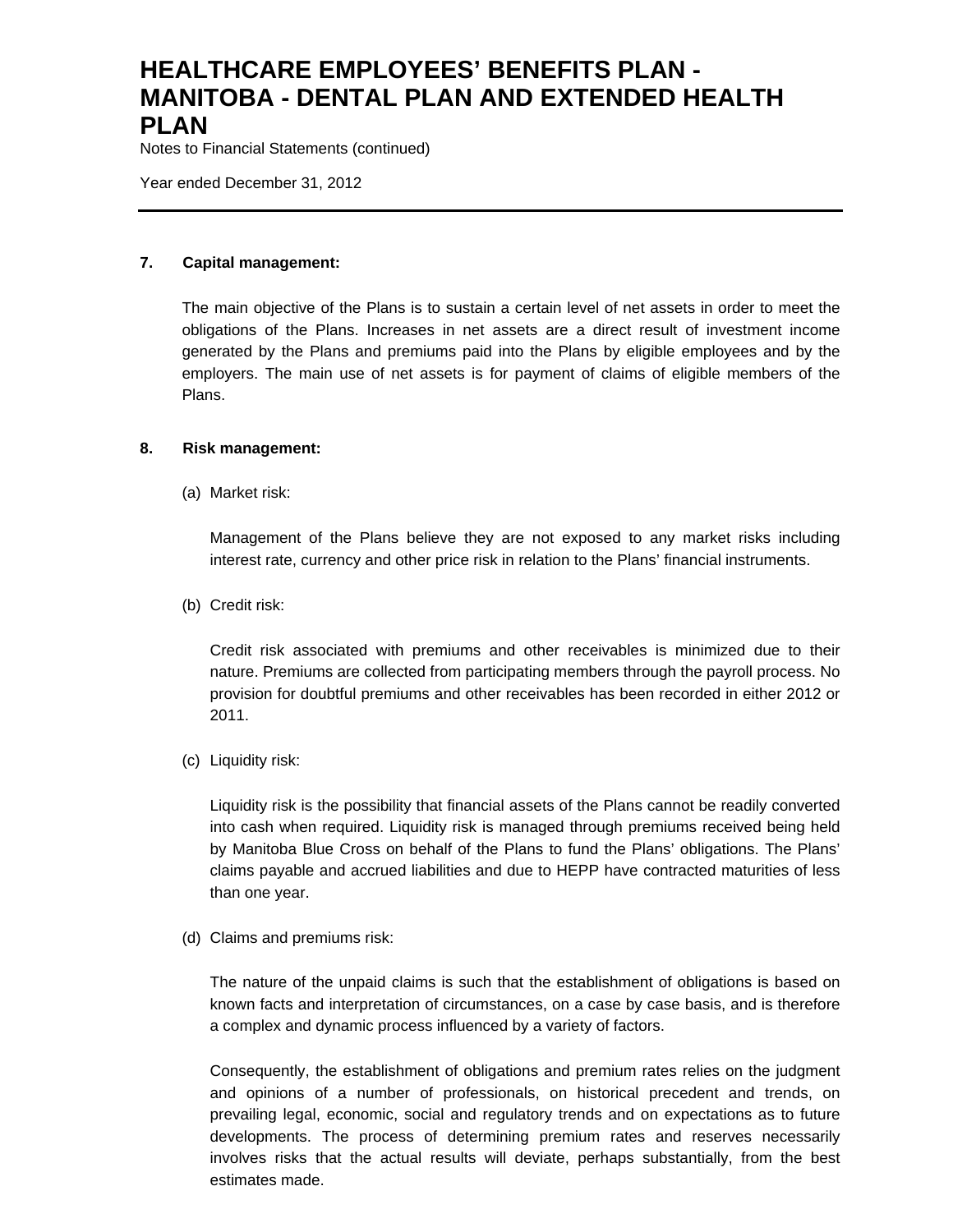## 7. Capital management:

The main objective of the Plans is to sustain a certain level of net assets in order to meet the obligations of the Plans. Increases in net assets are a direct result of investment income generated by the Plans and premiums paid into the Plans by eligible employees and by the employers. The main use of net assets is for payment of claims of eligible members of the Plans.

## 8. Risk management:

(a) Market risk:

Management of the Plans believe they are not exposed to any market risks including interest rate, currency and other price risk in relation to the Plans' financial instruments.

(b) Credit risk:

Credit risk associated with premiums and other receivables is minimized due to their nature. Premiums are collected from participating members through the payroll process. No provision for doubtful premiums and other receivables has been recorded in either 2012 or 2011.

(c) Liquidity risk:

Liquidity risk is the possibility that financial assets of the Plans cannot be readily converted into cash when required. Liquidity risk is managed through premiums received being held by Manitoba Blue Cross on behalf of the Plans to fund the Plans' obligations. The Plans' claims payable and accrued liabilities and due to HEPP have contracted maturities of less than one year.

(d) Claims and premiums risk:

The nature of the unpaid claims is such that the establishment of obligations is based on known facts and interpretation of circumstances, on a case by case basis, and is therefore a complex and dynamic process influenced by a variety of factors.

Consequently, the establishment of obligations and premium rates relies on the judgment and opinions of a number of professionals, on historical precedent and trends, on prevailing legal, economic, social and regulatory trends and on expectations as to future developments. The process of determining premium rates and reserves necessarily involves risks that the actual results will deviate, perhaps substantially, from the best estimates made.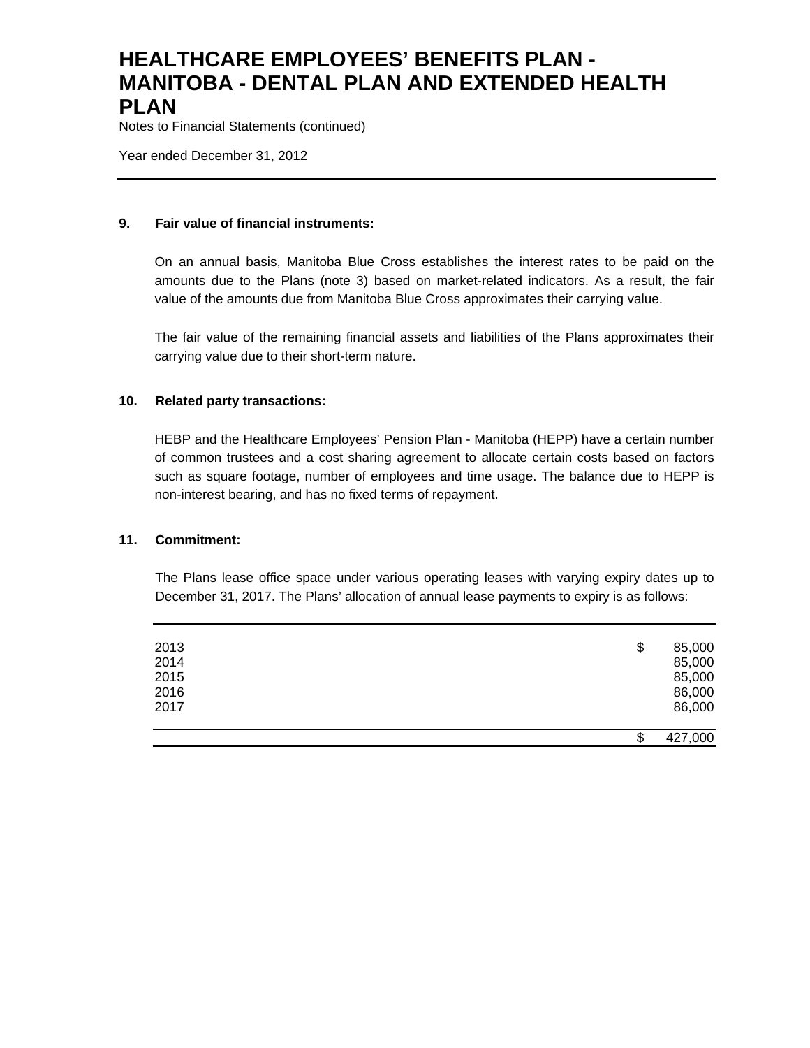# HEALTHCARE EMPLOYEES' BENEFITS PLAN - MANITOBA - DENTAL PLAN AND EXTENDED HEALTH PLAN

Notes to Financial Statements (continued)

Year ended December 31, 2012

**9. Fair value of financial instruments:**

On an annual basis, Manitoba Blue Cross establishes the interest rates to be paid on the amounts due to the Plans (note 3) based on market-related indicators. As a result, the fair value of the amounts due from Manitoba Blue Cross approximates their carrying value.

The fair value of the remaining financial assets and liabilities of the Plans approximates their carrying value due to their short-term nature.

**10. Related party transactions:**

HEBP and the Healthcare Employees' Pension Plan - Manitoba (HEPP) have a certain number of common trustees and a cost sharing agreement to allocate certain costs based on factors such as square footage, number of employees and time usage. The balance due to HEPP is non-interest bearing, and has no fixed terms of repayment.

**11. Commitment:**

The Plans lease office space under various operating leases with varying expiry dates up to December 31, 2017. The Plans' allocation of annual lease payments to expiry is as follows:

| | |
|---|---|
| 2013 | $ 85,000 |
| 2014 | 85,000 |
| 2015 | 85,000 |
| 2016 | 86,000 |
| 2017 | 86,000 |
| | $ 427,000 |